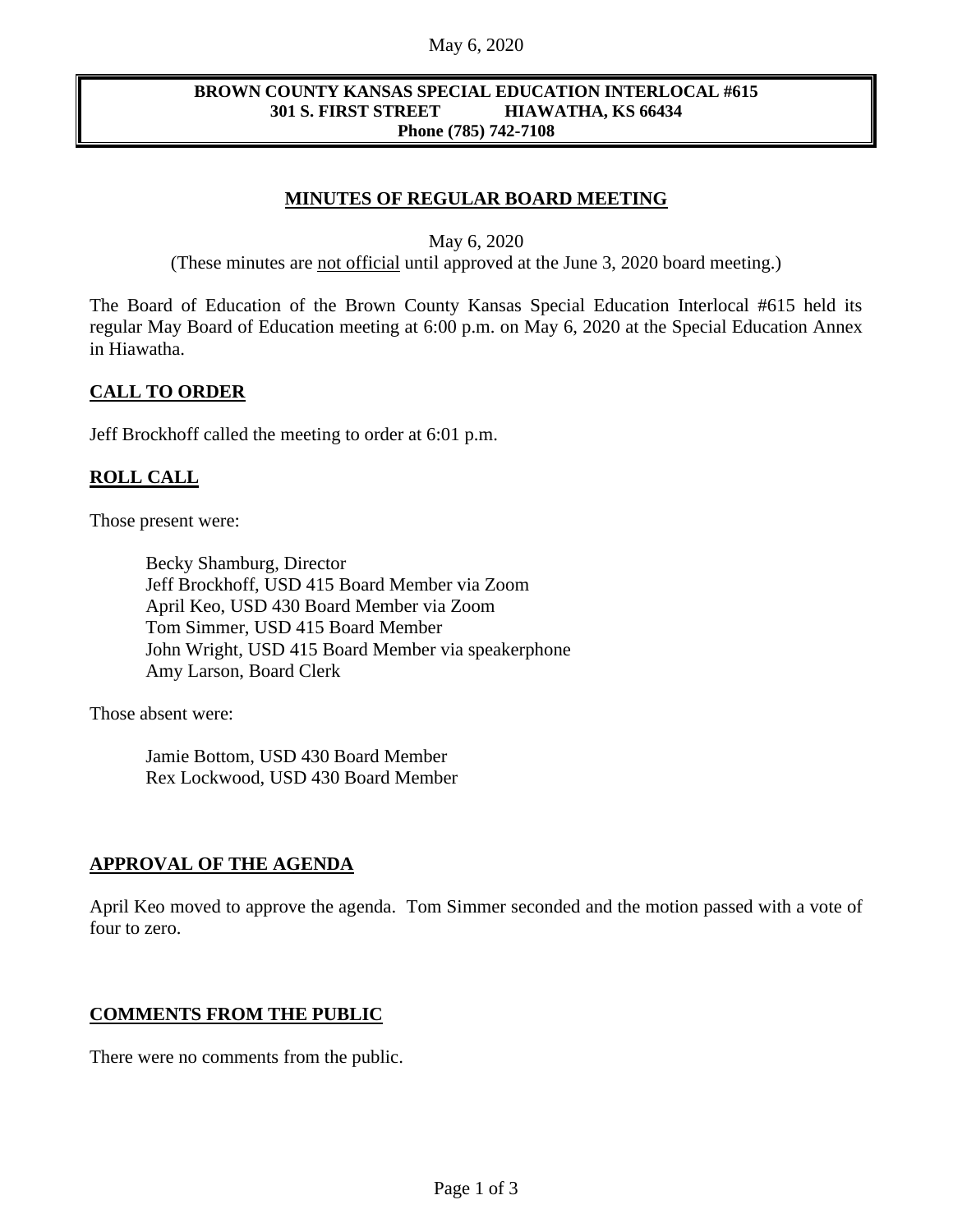**BROWN COUNTY KANSAS SPECIAL EDUCATION INTERLOCAL #615**
**301 S. FIRST STREET HIAWATHA, KS 66434**
**Phone (785) 742-7108**

# MINUTES OF REGULAR BOARD MEETING

May 6, 2020

(These minutes are not official until approved at the June 3, 2020 board meeting.)

The Board of Education of the Brown County Kansas Special Education Interlocal #615 held its regular May Board of Education meeting at 6:00 p.m. on May 6, 2020 at the Special Education Annex in Hiawatha.

## CALL TO ORDER

Jeff Brockhoff called the meeting to order at 6:01 p.m.

## ROLL CALL

Those present were:

Becky Shamburg, Director
Jeff Brockhoff, USD 415 Board Member via Zoom
April Keo, USD 430 Board Member via Zoom
Tom Simmer, USD 415 Board Member
John Wright, USD 415 Board Member via speakerphone
Amy Larson, Board Clerk

Those absent were:

Jamie Bottom, USD 430 Board Member
Rex Lockwood, USD 430 Board Member

## APPROVAL OF THE AGENDA

April Keo moved to approve the agenda. Tom Simmer seconded and the motion passed with a vote of four to zero.

## COMMENTS FROM THE PUBLIC

There were no comments from the public.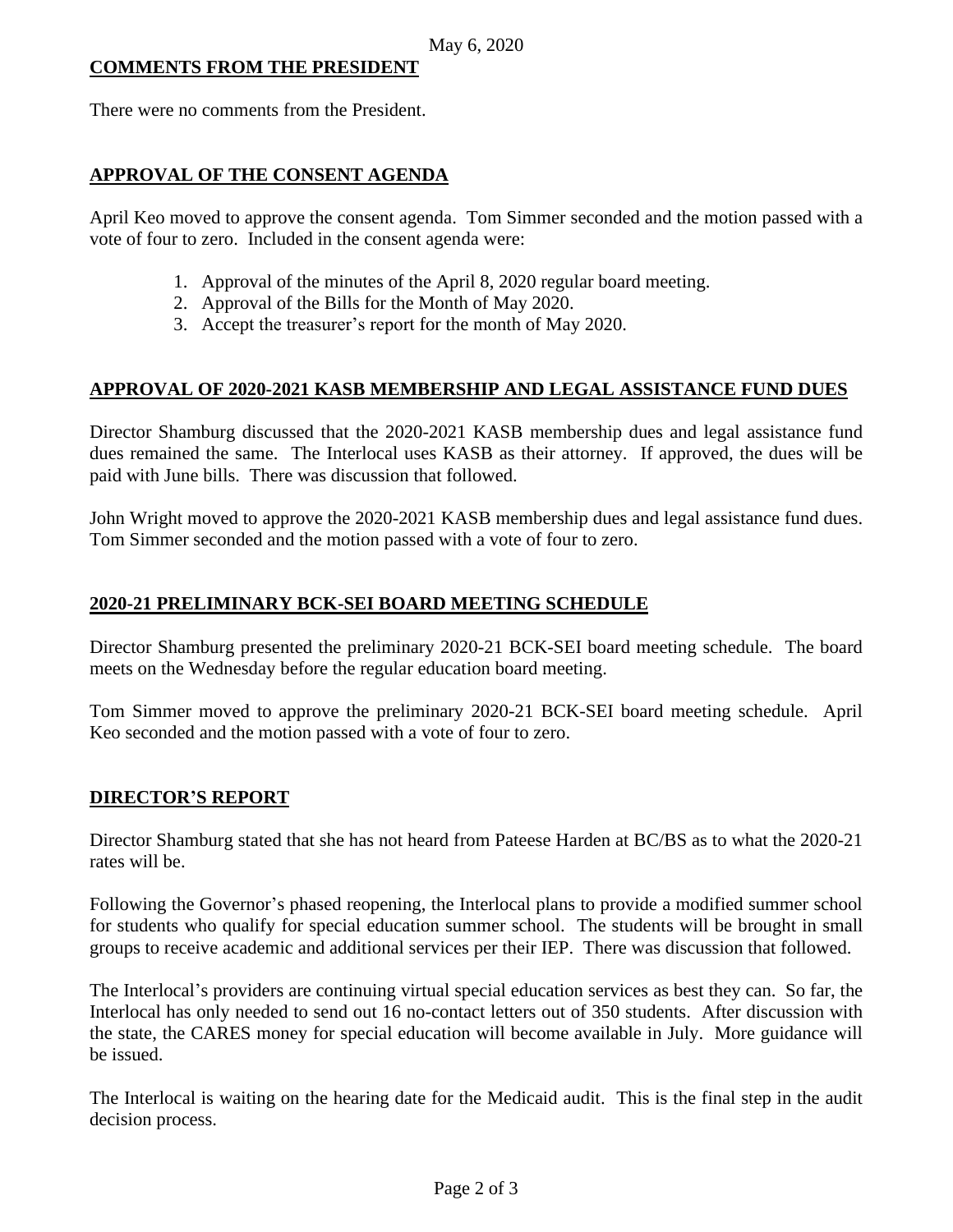May 6, 2020

## COMMENTS FROM THE PRESIDENT

There were no comments from the President.

## APPROVAL OF THE CONSENT AGENDA

April Keo moved to approve the consent agenda. Tom Simmer seconded and the motion passed with a vote of four to zero. Included in the consent agenda were:

1. Approval of the minutes of the April 8, 2020 regular board meeting.
2. Approval of the Bills for the Month of May 2020.
3. Accept the treasurer's report for the month of May 2020.

## APPROVAL OF 2020-2021 KASB MEMBERSHIP AND LEGAL ASSISTANCE FUND DUES

Director Shamburg discussed that the 2020-2021 KASB membership dues and legal assistance fund dues remained the same. The Interlocal uses KASB as their attorney. If approved, the dues will be paid with June bills. There was discussion that followed.

John Wright moved to approve the 2020-2021 KASB membership dues and legal assistance fund dues. Tom Simmer seconded and the motion passed with a vote of four to zero.

## 2020-21 PRELIMINARY BCK-SEI BOARD MEETING SCHEDULE

Director Shamburg presented the preliminary 2020-21 BCK-SEI board meeting schedule. The board meets on the Wednesday before the regular education board meeting.

Tom Simmer moved to approve the preliminary 2020-21 BCK-SEI board meeting schedule. April Keo seconded and the motion passed with a vote of four to zero.

## DIRECTOR'S REPORT

Director Shamburg stated that she has not heard from Pateese Harden at BC/BS as to what the 2020-21 rates will be.

Following the Governor's phased reopening, the Interlocal plans to provide a modified summer school for students who qualify for special education summer school. The students will be brought in small groups to receive academic and additional services per their IEP. There was discussion that followed.

The Interlocal's providers are continuing virtual special education services as best they can. So far, the Interlocal has only needed to send out 16 no-contact letters out of 350 students. After discussion with the state, the CARES money for special education will become available in July. More guidance will be issued.

The Interlocal is waiting on the hearing date for the Medicaid audit. This is the final step in the audit decision process.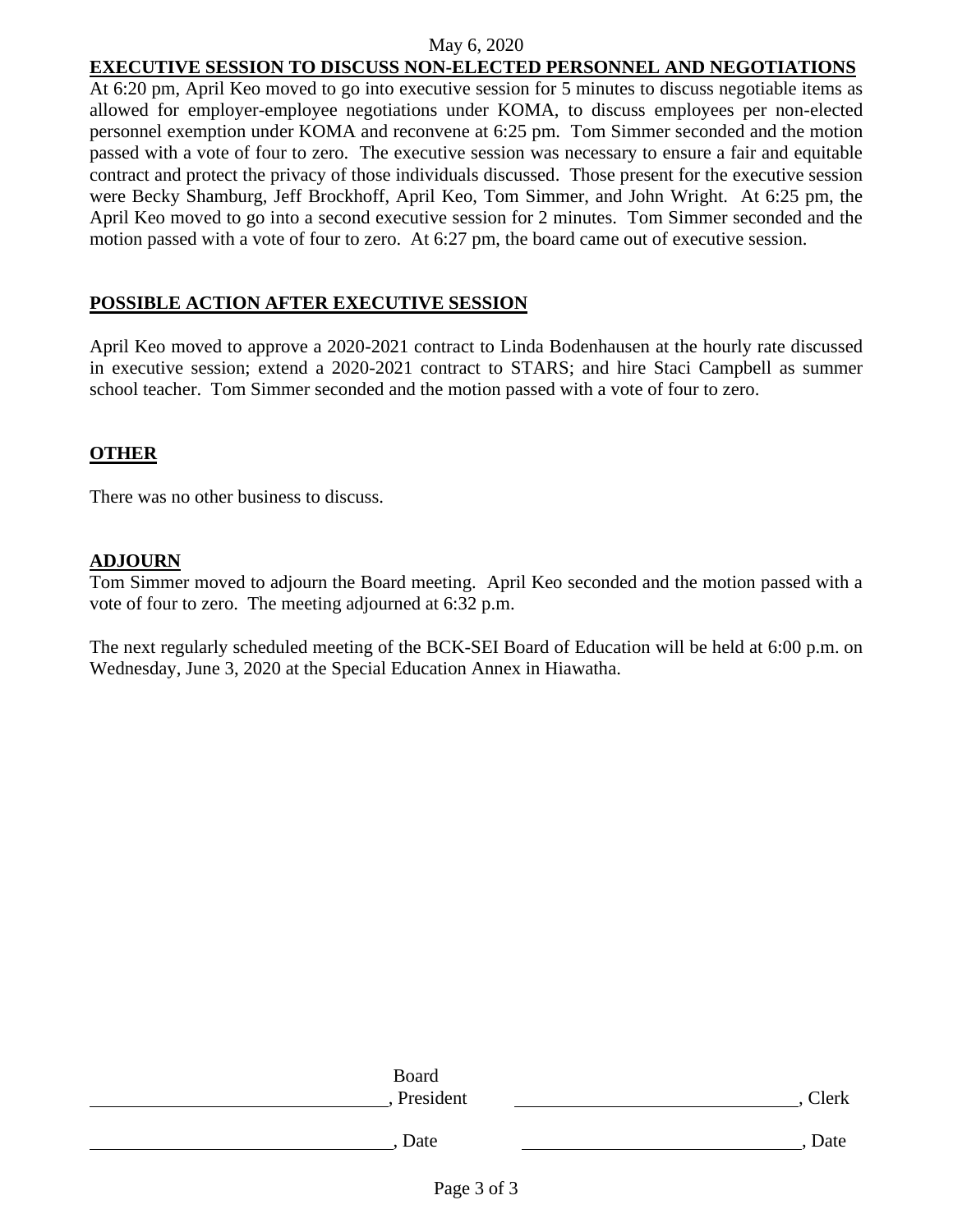May 6, 2020

**EXECUTIVE SESSION TO DISCUSS NON-ELECTED PERSONNEL AND NEGOTIATIONS**

At 6:20 pm, April Keo moved to go into executive session for 5 minutes to discuss negotiable items as allowed for employer-employee negotiations under KOMA, to discuss employees per non-elected personnel exemption under KOMA and reconvene at 6:25 pm. Tom Simmer seconded and the motion passed with a vote of four to zero. The executive session was necessary to ensure a fair and equitable contract and protect the privacy of those individuals discussed. Those present for the executive session were Becky Shamburg, Jeff Brockhoff, April Keo, Tom Simmer, and John Wright. At 6:25 pm, the April Keo moved to go into a second executive session for 2 minutes. Tom Simmer seconded and the motion passed with a vote of four to zero. At 6:27 pm, the board came out of executive session.

**POSSIBLE ACTION AFTER EXECUTIVE SESSION**

April Keo moved to approve a 2020-2021 contract to Linda Bodenhausen at the hourly rate discussed in executive session; extend a 2020-2021 contract to STARS; and hire Staci Campbell as summer school teacher. Tom Simmer seconded and the motion passed with a vote of four to zero.

**OTHER**

There was no other business to discuss.

**ADJOURN**

Tom Simmer moved to adjourn the Board meeting. April Keo seconded and the motion passed with a vote of four to zero. The meeting adjourned at 6:32 p.m.

The next regularly scheduled meeting of the BCK-SEI Board of Education will be held at 6:00 p.m. on Wednesday, June 3, 2020 at the Special Education Annex in Hiawatha.

______________________________, Board President ______________________________, Clerk

______________________________, Date ______________________________, Date